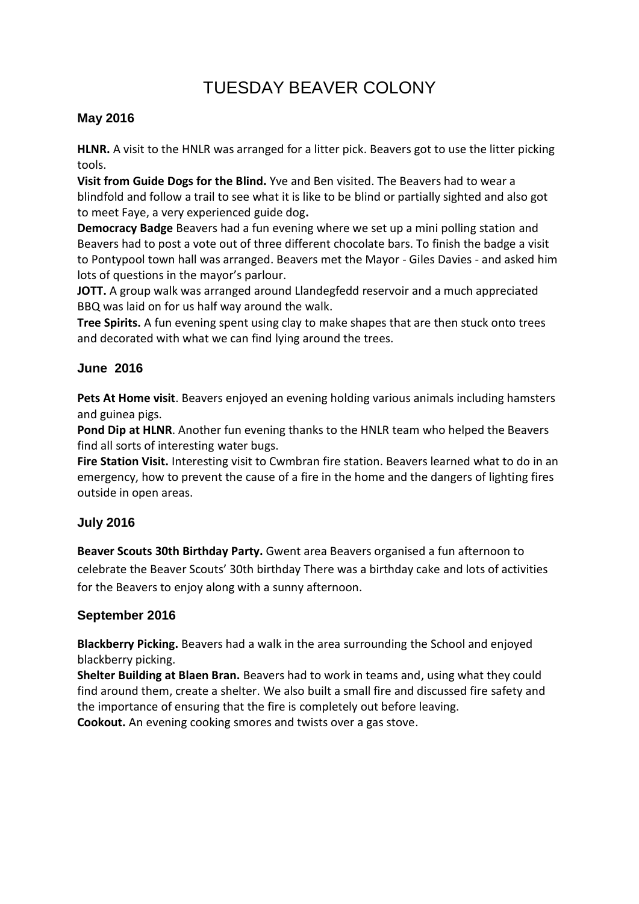# TUESDAY BEAVER COLONY

## May 2016

**HLNR.** A visit to the HNLR was arranged for a litter pick. Beavers got to use the litter picking tools.

**Visit from Guide Dogs for the Blind.** Yve and Ben visited. The Beavers had to wear a blindfold and follow a trail to see what it is like to be blind or partially sighted and also got to meet Faye, a very experienced guide dog**.**

**Democracy Badge** Beavers had a fun evening where we set up a mini polling station and Beavers had to post a vote out of three different chocolate bars. To finish the badge a visit to Pontypool town hall was arranged. Beavers met the Mayor - Giles Davies - and asked him lots of questions in the mayor's parlour.

**JOTT.** A group walk was arranged around Llandegfedd reservoir and a much appreciated BBQ was laid on for us half way around the walk.

**Tree Spirits.** A fun evening spent using clay to make shapes that are then stuck onto trees and decorated with what we can find lying around the trees.

## June 2016

**Pets At Home visit**. Beavers enjoyed an evening holding various animals including hamsters and guinea pigs.

**Pond Dip at HLNR**. Another fun evening thanks to the HNLR team who helped the Beavers find all sorts of interesting water bugs.

**Fire Station Visit.** Interesting visit to Cwmbran fire station. Beavers learned what to do in an emergency, how to prevent the cause of a fire in the home and the dangers of lighting fires outside in open areas.

## July 2016

**Beaver Scouts 30th Birthday Party.** Gwent area Beavers organised a fun afternoon to celebrate the Beaver Scouts' 30th birthday There was a birthday cake and lots of activities for the Beavers to enjoy along with a sunny afternoon.

## September 2016

**Blackberry Picking.** Beavers had a walk in the area surrounding the School and enjoyed blackberry picking.

**Shelter Building at Blaen Bran.** Beavers had to work in teams and, using what they could find around them, create a shelter. We also built a small fire and discussed fire safety and the importance of ensuring that the fire is completely out before leaving.

**Cookout.** An evening cooking smores and twists over a gas stove.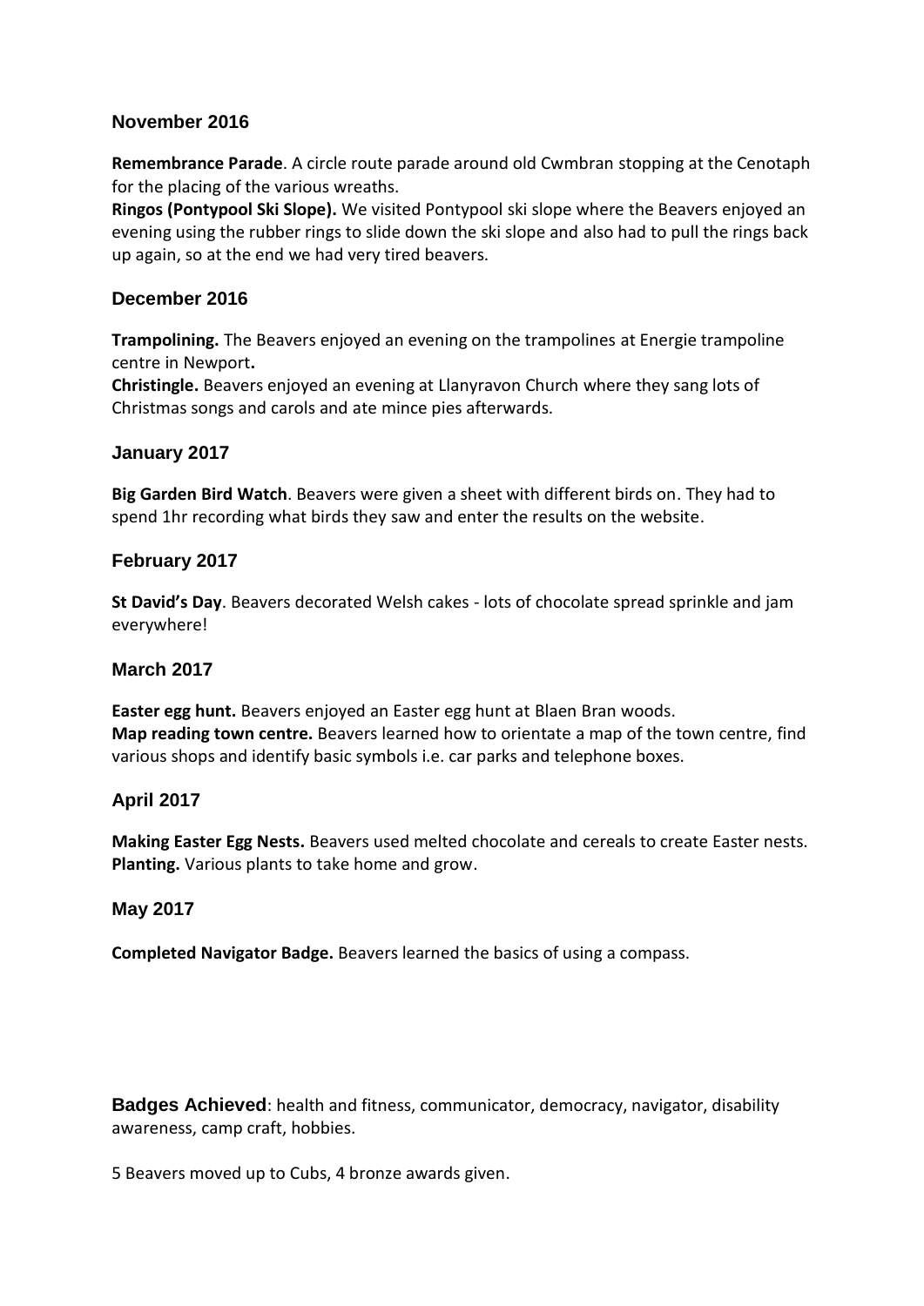## November 2016

**Remembrance Parade**. A circle route parade around old Cwmbran stopping at the Cenotaph for the placing of the various wreaths.
**Ringos (Pontypool Ski Slope).** We visited Pontypool ski slope where the Beavers enjoyed an evening using the rubber rings to slide down the ski slope and also had to pull the rings back up again, so at the end we had very tired beavers.

## December 2016

**Trampolining.** The Beavers enjoyed an evening on the trampolines at Energie trampoline centre in Newport**.**
**Christingle.** Beavers enjoyed an evening at Llanyravon Church where they sang lots of Christmas songs and carols and ate mince pies afterwards.

## January 2017

**Big Garden Bird Watch**. Beavers were given a sheet with different birds on. They had to spend 1hr recording what birds they saw and enter the results on the website.

## February 2017

**St David's Day**. Beavers decorated Welsh cakes - lots of chocolate spread sprinkle and jam everywhere!

## March 2017

**Easter egg hunt.** Beavers enjoyed an Easter egg hunt at Blaen Bran woods.
**Map reading town centre.** Beavers learned how to orientate a map of the town centre, find various shops and identify basic symbols i.e. car parks and telephone boxes.

## April 2017

**Making Easter Egg Nests.** Beavers used melted chocolate and cereals to create Easter nests.
**Planting.** Various plants to take home and grow.

## May 2017

**Completed Navigator Badge.** Beavers learned the basics of using a compass.

**Badges Achieved**: health and fitness, communicator, democracy, navigator, disability awareness, camp craft, hobbies.

5 Beavers moved up to Cubs, 4 bronze awards given.